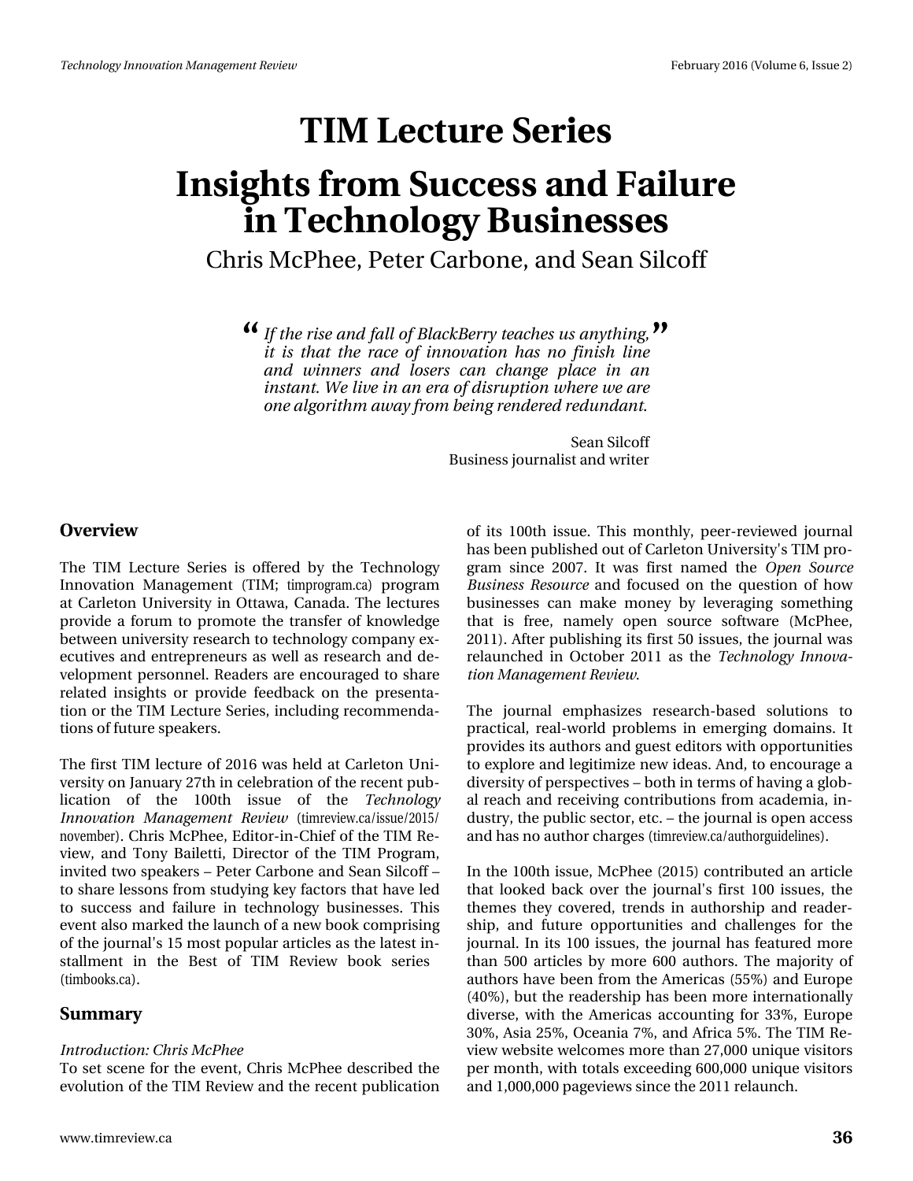# TIM Lecture Series

# Insights from Success and Failure in Technology Businesses

Chris McPhee, Peter Carbone, and Sean Silcoff

> *If the rise and fall of BlackBerry teaches us anything, it is that the race of innovation has no finish line and winners and losers can change place in an instant. We live in an era of disruption where we are one algorithm away from being rendered redundant.*
>
> Sean Silcoff
> Business journalist and writer

## Overview

The TIM Lecture Series is offered by the Technology Innovation Management (TIM; timprogram.ca) program at Carleton University in Ottawa, Canada. The lectures provide a forum to promote the transfer of knowledge between university research to technology company executives and entrepreneurs as well as research and development personnel. Readers are encouraged to share related insights or provide feedback on the presentation or the TIM Lecture Series, including recommendations of future speakers.

The first TIM lecture of 2016 was held at Carleton University on January 27th in celebration of the recent publication of the 100th issue of the *Technology Innovation Management Review* (timreview.ca/issue/2015/november). Chris McPhee, Editor-in-Chief of the TIM Review, and Tony Bailetti, Director of the TIM Program, invited two speakers – Peter Carbone and Sean Silcoff – to share lessons from studying key factors that have led to success and failure in technology businesses. This event also marked the launch of a new book comprising of the journal's 15 most popular articles as the latest installment in the Best of TIM Review book series (timbooks.ca).

## Summary

*Introduction: Chris McPhee*

To set scene for the event, Chris McPhee described the evolution of the TIM Review and the recent publication of its 100th issue. This monthly, peer-reviewed journal has been published out of Carleton University's TIM program since 2007. It was first named the *Open Source Business Resource* and focused on the question of how businesses can make money by leveraging something that is free, namely open source software (McPhee, 2011). After publishing its first 50 issues, the journal was relaunched in October 2011 as the *Technology Innovation Management Review*.

The journal emphasizes research-based solutions to practical, real-world problems in emerging domains. It provides its authors and guest editors with opportunities to explore and legitimize new ideas. And, to encourage a diversity of perspectives – both in terms of having a global reach and receiving contributions from academia, industry, the public sector, etc. – the journal is open access and has no author charges (timreview.ca/authorguidelines).

In the 100th issue, McPhee (2015) contributed an article that looked back over the journal's first 100 issues, the themes they covered, trends in authorship and readership, and future opportunities and challenges for the journal. In its 100 issues, the journal has featured more than 500 articles by more 600 authors. The majority of authors have been from the Americas (55%) and Europe (40%), but the readership has been more internationally diverse, with the Americas accounting for 33%, Europe 30%, Asia 25%, Oceania 7%, and Africa 5%. The TIM Review website welcomes more than 27,000 unique visitors per month, with totals exceeding 600,000 unique visitors and 1,000,000 pageviews since the 2011 relaunch.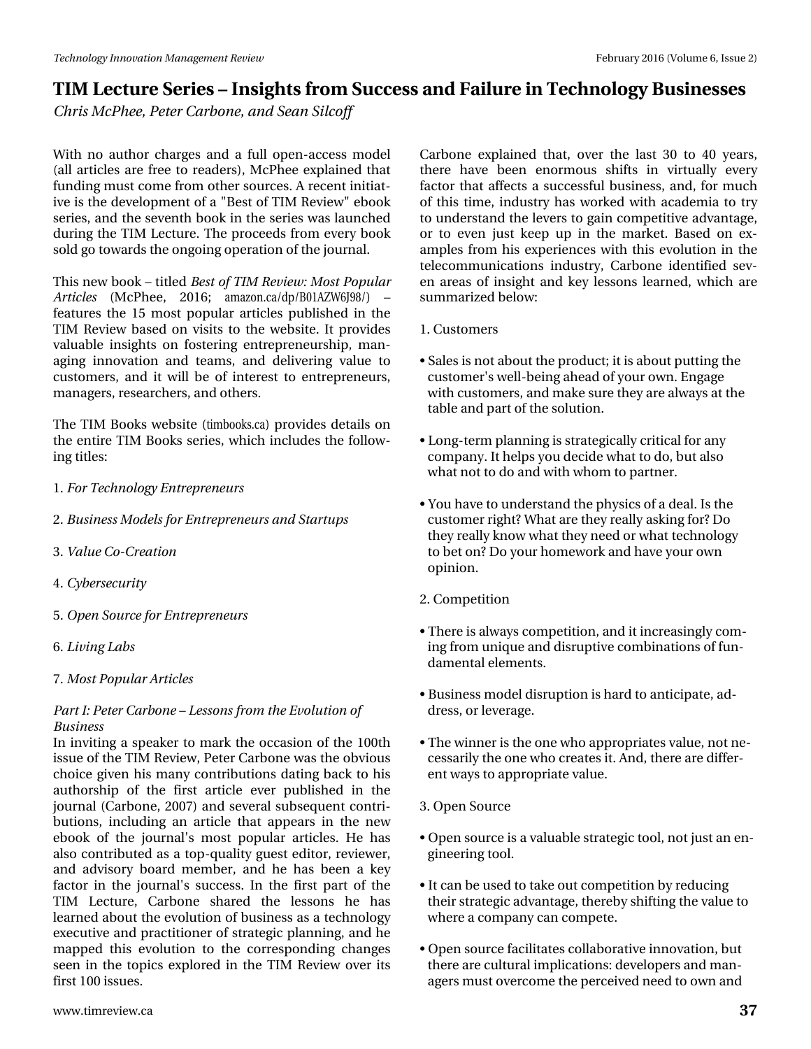# TIM Lecture Series – Insights from Success and Failure in Technology Businesses

*Chris McPhee, Peter Carbone, and Sean Silcoff*

With no author charges and a full open-access model (all articles are free to readers), McPhee explained that funding must come from other sources. A recent initiative is the development of a "Best of TIM Review" ebook series, and the seventh book in the series was launched during the TIM Lecture. The proceeds from every book sold go towards the ongoing operation of the journal.

This new book – titled *Best of TIM Review: Most Popular Articles* (McPhee, 2016; amazon.ca/dp/B01AZW6J98/) – features the 15 most popular articles published in the TIM Review based on visits to the website. It provides valuable insights on fostering entrepreneurship, managing innovation and teams, and delivering value to customers, and it will be of interest to entrepreneurs, managers, researchers, and others.

The TIM Books website (timbooks.ca) provides details on the entire TIM Books series, which includes the following titles:

1. *For Technology Entrepreneurs*
2. *Business Models for Entrepreneurs and Startups*
3. *Value Co-Creation*
4. *Cybersecurity*
5. *Open Source for Entrepreneurs*
6. *Living Labs*
7. *Most Popular Articles*

*Part I: Peter Carbone – Lessons from the Evolution of Business*

In inviting a speaker to mark the occasion of the 100th issue of the TIM Review, Peter Carbone was the obvious choice given his many contributions dating back to his authorship of the first article ever published in the journal (Carbone, 2007) and several subsequent contributions, including an article that appears in the new ebook of the journal's most popular articles. He has also contributed as a top-quality guest editor, reviewer, and advisory board member, and he has been a key factor in the journal's success. In the first part of the TIM Lecture, Carbone shared the lessons he has learned about the evolution of business as a technology executive and practitioner of strategic planning, and he mapped this evolution to the corresponding changes seen in the topics explored in the TIM Review over its first 100 issues.

Carbone explained that, over the last 30 to 40 years, there have been enormous shifts in virtually every factor that affects a successful business, and, for much of this time, industry has worked with academia to try to understand the levers to gain competitive advantage, or to even just keep up in the market. Based on examples from his experiences with this evolution in the telecommunications industry, Carbone identified seven areas of insight and key lessons learned, which are summarized below:

1. Customers

- Sales is not about the product; it is about putting the customer's well-being ahead of your own. Engage with customers, and make sure they are always at the table and part of the solution.
- Long-term planning is strategically critical for any company. It helps you decide what to do, but also what not to do and with whom to partner.
- You have to understand the physics of a deal. Is the customer right? What are they really asking for? Do they really know what they need or what technology to bet on? Do your homework and have your own opinion.

2. Competition

- There is always competition, and it increasingly coming from unique and disruptive combinations of fundamental elements.
- Business model disruption is hard to anticipate, address, or leverage.
- The winner is the one who appropriates value, not necessarily the one who creates it. And, there are different ways to appropriate value.

3. Open Source

- Open source is a valuable strategic tool, not just an engineering tool.
- It can be used to take out competition by reducing their strategic advantage, thereby shifting the value to where a company can compete.
- Open source facilitates collaborative innovation, but there are cultural implications: developers and managers must overcome the perceived need to own and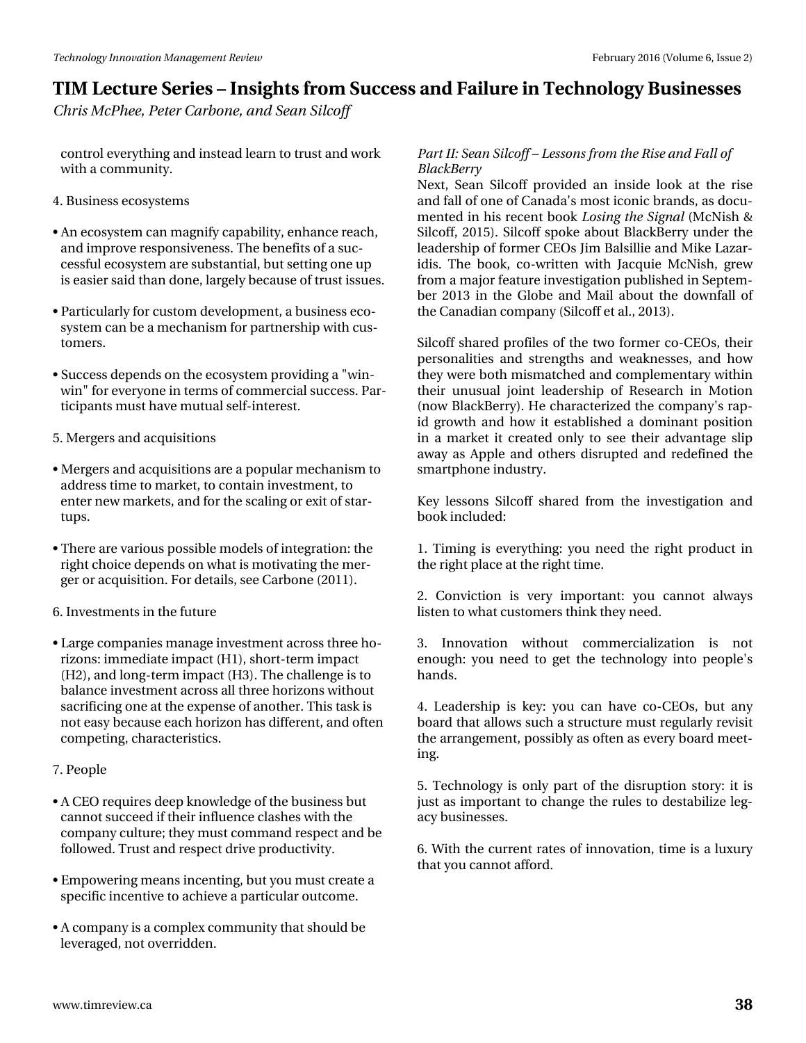control everything and instead learn to trust and work with a community.

4. Business ecosystems

- An ecosystem can magnify capability, enhance reach, and improve responsiveness. The benefits of a successful ecosystem are substantial, but setting one up is easier said than done, largely because of trust issues.

- Particularly for custom development, a business ecosystem can be a mechanism for partnership with customers.

- Success depends on the ecosystem providing a "win-win" for everyone in terms of commercial success. Participants must have mutual self-interest.

5. Mergers and acquisitions

- Mergers and acquisitions are a popular mechanism to address time to market, to contain investment, to enter new markets, and for the scaling or exit of startups.

- There are various possible models of integration: the right choice depends on what is motivating the merger or acquisition. For details, see Carbone (2011).

6. Investments in the future

- Large companies manage investment across three horizons: immediate impact (H1), short-term impact (H2), and long-term impact (H3). The challenge is to balance investment across all three horizons without sacrificing one at the expense of another. This task is not easy because each horizon has different, and often competing, characteristics.

7. People

- A CEO requires deep knowledge of the business but cannot succeed if their influence clashes with the company culture; they must command respect and be followed. Trust and respect drive productivity.

- Empowering means incenting, but you must create a specific incentive to achieve a particular outcome.

- A company is a complex community that should be leveraged, not overridden.

*Part II: Sean Silcoff – Lessons from the Rise and Fall of BlackBerry*

Next, Sean Silcoff provided an inside look at the rise and fall of one of Canada's most iconic brands, as documented in his recent book *Losing the Signal* (McNish & Silcoff, 2015). Silcoff spoke about BlackBerry under the leadership of former CEOs Jim Balsillie and Mike Lazaridis. The book, co-written with Jacquie McNish, grew from a major feature investigation published in September 2013 in the Globe and Mail about the downfall of the Canadian company (Silcoff et al., 2013).

Silcoff shared profiles of the two former co-CEOs, their personalities and strengths and weaknesses, and how they were both mismatched and complementary within their unusual joint leadership of Research in Motion (now BlackBerry). He characterized the company's rapid growth and how it established a dominant position in a market it created only to see their advantage slip away as Apple and others disrupted and redefined the smartphone industry.

Key lessons Silcoff shared from the investigation and book included:

1. Timing is everything: you need the right product in the right place at the right time.

2. Conviction is very important: you cannot always listen to what customers think they need.

3. Innovation without commercialization is not enough: you need to get the technology into people's hands.

4. Leadership is key: you can have co-CEOs, but any board that allows such a structure must regularly revisit the arrangement, possibly as often as every board meeting.

5. Technology is only part of the disruption story: it is just as important to change the rules to destabilize legacy businesses.

6. With the current rates of innovation, time is a luxury that you cannot afford.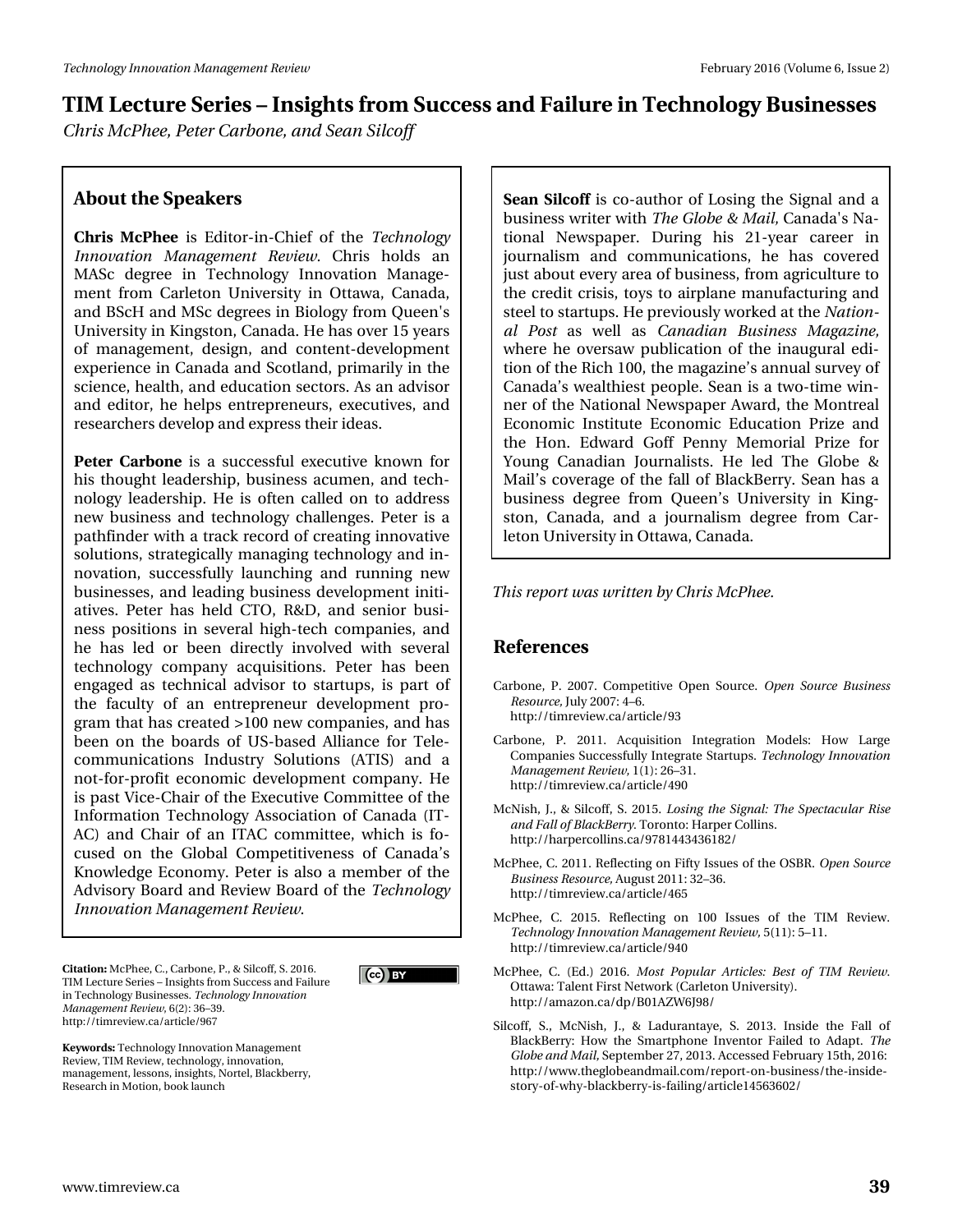## About the Speakers

**Chris McPhee** is Editor-in-Chief of the *Technology Innovation Management Review*. Chris holds an MASc degree in Technology Innovation Management from Carleton University in Ottawa, Canada, and BScH and MSc degrees in Biology from Queen's University in Kingston, Canada. He has over 15 years of management, design, and content-development experience in Canada and Scotland, primarily in the science, health, and education sectors. As an advisor and editor, he helps entrepreneurs, executives, and researchers develop and express their ideas.

**Peter Carbone** is a successful executive known for his thought leadership, business acumen, and technology leadership. He is often called on to address new business and technology challenges. Peter is a pathfinder with a track record of creating innovative solutions, strategically managing technology and innovation, successfully launching and running new businesses, and leading business development initiatives. Peter has held CTO, R&D, and senior business positions in several high-tech companies, and he has led or been directly involved with several technology company acquisitions. Peter has been engaged as technical advisor to startups, is part of the faculty of an entrepreneur development program that has created >100 new companies, and has been on the boards of US-based Alliance for Telecommunications Industry Solutions (ATIS) and a not-for-profit economic development company. He is past Vice-Chair of the Executive Committee of the Information Technology Association of Canada (ITAC) and Chair of an ITAC committee, which is focused on the Global Competitiveness of Canada's Knowledge Economy. Peter is also a member of the Advisory Board and Review Board of the *Technology Innovation Management Review*.

**Sean Silcoff** is co-author of Losing the Signal and a business writer with *The Globe & Mail,* Canada's National Newspaper. During his 21-year career in journalism and communications, he has covered just about every area of business, from agriculture to the credit crisis, toys to airplane manufacturing and steel to startups. He previously worked at the *National Post* as well as *Canadian Business Magazine,* where he oversaw publication of the inaugural edition of the Rich 100, the magazine's annual survey of Canada's wealthiest people. Sean is a two-time winner of the National Newspaper Award, the Montreal Economic Institute Economic Education Prize and the Hon. Edward Goff Penny Memorial Prize for Young Canadian Journalists. He led The Globe & Mail's coverage of the fall of BlackBerry. Sean has a business degree from Queen's University in Kingston, Canada, and a journalism degree from Carleton University in Ottawa, Canada.

*This report was written by Chris McPhee.*

## References

Carbone, P. 2007. Competitive Open Source. *Open Source Business Resource,* July 2007: 4–6.
http://timreview.ca/article/93

Carbone, P. 2011. Acquisition Integration Models: How Large Companies Successfully Integrate Startups. *Technology Innovation Management Review,* 1(1): 26–31.
http://timreview.ca/article/490

McNish, J., & Silcoff, S. 2015. *Losing the Signal: The Spectacular Rise and Fall of BlackBerry.* Toronto: Harper Collins.
http://harpercollins.ca/9781443436182/

McPhee, C. 2011. Reflecting on Fifty Issues of the OSBR. *Open Source Business Resource,* August 2011: 32–36.
http://timreview.ca/article/465

McPhee, C. 2015. Reflecting on 100 Issues of the TIM Review. *Technology Innovation Management Review,* 5(11): 5–11.
http://timreview.ca/article/940

McPhee, C. (Ed.) 2016. *Most Popular Articles: Best of TIM Review.* Ottawa: Talent First Network (Carleton University).
http://amazon.ca/dp/B01AZW6J98/

Silcoff, S., McNish, J., & Ladurantaye, S. 2013. Inside the Fall of BlackBerry: How the Smartphone Inventor Failed to Adapt. *The Globe and Mail,* September 27, 2013. Accessed February 15th, 2016:
http://www.theglobeandmail.com/report-on-business/the-inside-story-of-why-blackberry-is-failing/article14563602/

**Citation:** McPhee, C., Carbone, P., & Silcoff, S. 2016. TIM Lecture Series – Insights from Success and Failure in Technology Businesses. *Technology Innovation Management Review*, 6(2): 36–39.
http://timreview.ca/article/967

**Keywords:** Technology Innovation Management Review, TIM Review, technology, innovation, management, lessons, insights, Nortel, Blackberry, Research in Motion, book launch